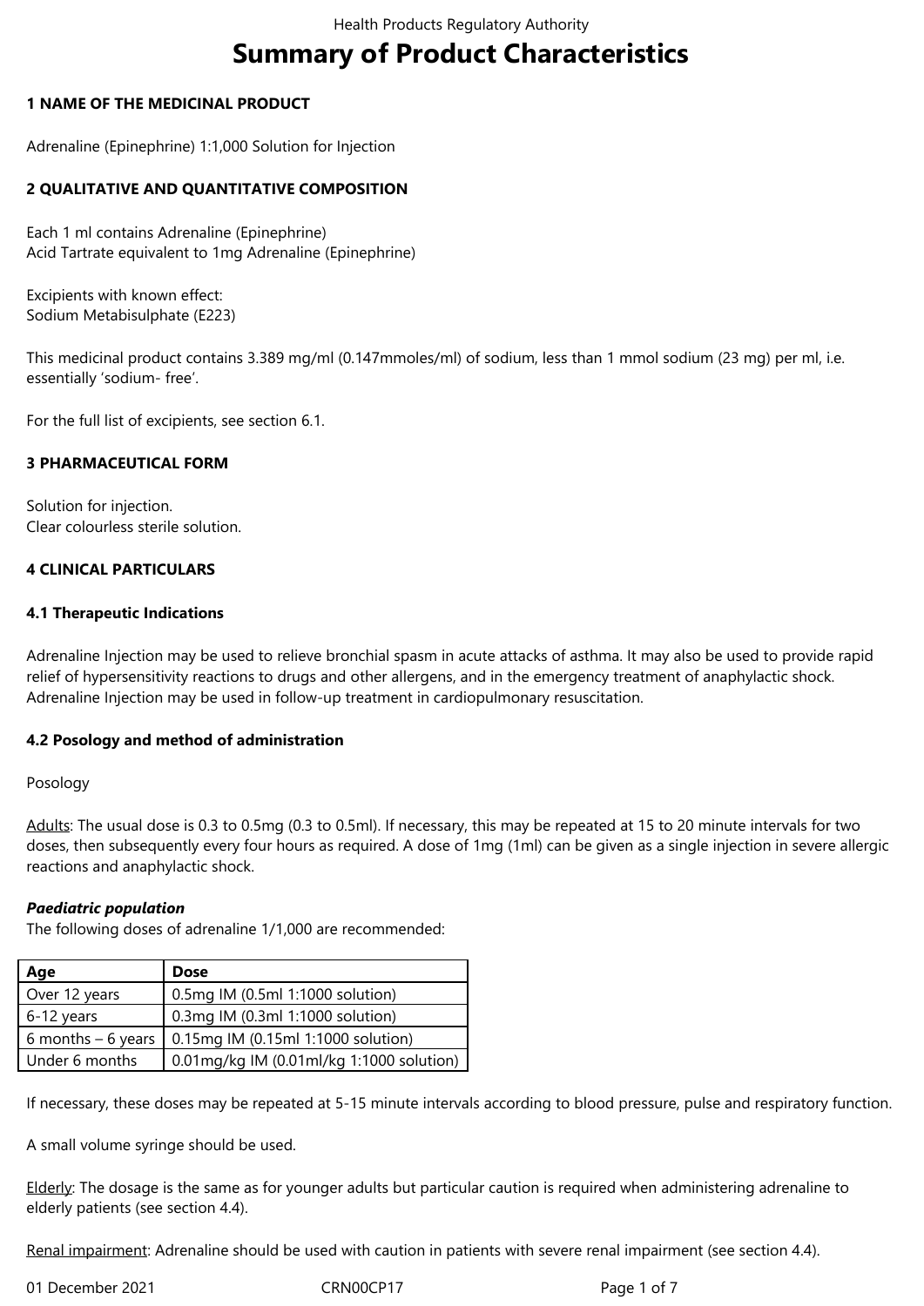# Summary of Product Characteristics

## 1 NAME OF THE MEDICINAL PRODUCT

Adrenaline (Epinephrine) 1:1,000 Solution for Injection

## 2 QUALITATIVE AND QUANTITATIVE COMPOSITION

Each 1 ml contains Adrenaline (Epinephrine)
Acid Tartrate equivalent to 1mg Adrenaline (Epinephrine)

Excipients with known effect:
Sodium Metabisulphate (E223)

This medicinal product contains 3.389 mg/ml (0.147mmoles/ml) of sodium, less than 1 mmol sodium (23 mg) per ml, i.e. essentially 'sodium- free'.

For the full list of excipients, see section 6.1.

## 3 PHARMACEUTICAL FORM

Solution for injection.
Clear colourless sterile solution.

## 4 CLINICAL PARTICULARS

### 4.1 Therapeutic Indications

Adrenaline Injection may be used to relieve bronchial spasm in acute attacks of asthma. It may also be used to provide rapid relief of hypersensitivity reactions to drugs and other allergens, and in the emergency treatment of anaphylactic shock. Adrenaline Injection may be used in follow-up treatment in cardiopulmonary resuscitation.

### 4.2 Posology and method of administration

Posology

Adults: The usual dose is 0.3 to 0.5mg (0.3 to 0.5ml). If necessary, this may be repeated at 15 to 20 minute intervals for two doses, then subsequently every four hours as required. A dose of 1mg (1ml) can be given as a single injection in severe allergic reactions and anaphylactic shock.

***Paediatric population***

The following doses of adrenaline 1/1,000 are recommended:

| Age | Dose |
|---|---|
| Over 12 years | 0.5mg IM (0.5ml 1:1000 solution) |
| 6-12 years | 0.3mg IM (0.3ml 1:1000 solution) |
| 6 months – 6 years | 0.15mg IM (0.15ml 1:1000 solution) |
| Under 6 months | 0.01mg/kg IM (0.01ml/kg 1:1000 solution) |

If necessary, these doses may be repeated at 5-15 minute intervals according to blood pressure, pulse and respiratory function.

A small volume syringe should be used.

Elderly: The dosage is the same as for younger adults but particular caution is required when administering adrenaline to elderly patients (see section 4.4).

Renal impairment: Adrenaline should be used with caution in patients with severe renal impairment (see section 4.4).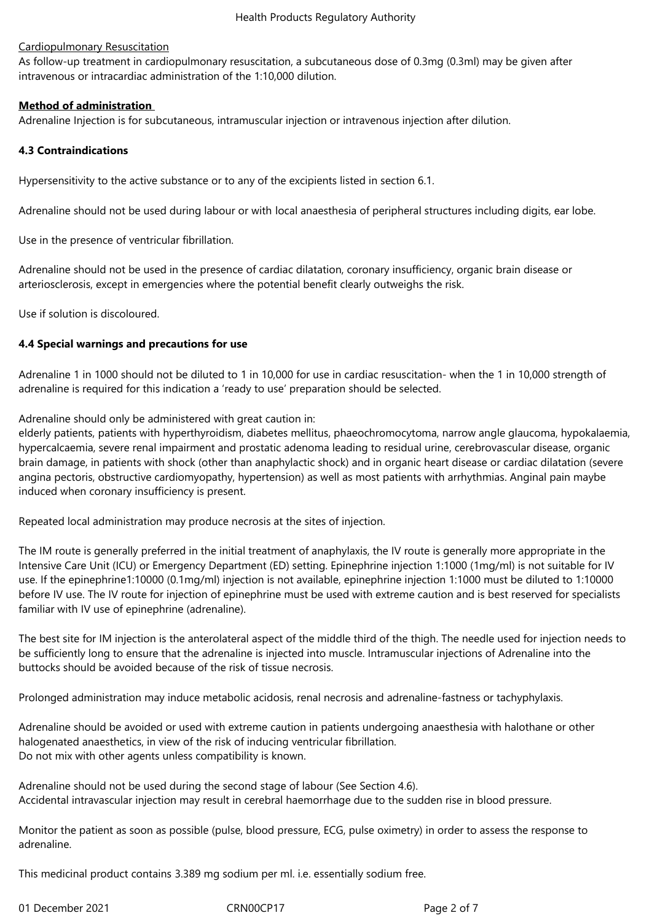Cardiopulmonary Resuscitation

As follow-up treatment in cardiopulmonary resuscitation, a subcutaneous dose of 0.3mg (0.3ml) may be given after intravenous or intracardiac administration of the 1:10,000 dilution.

**Method of administration**

Adrenaline Injection is for subcutaneous, intramuscular injection or intravenous injection after dilution.

**4.3 Contraindications**

Hypersensitivity to the active substance or to any of the excipients listed in section 6.1.

Adrenaline should not be used during labour or with local anaesthesia of peripheral structures including digits, ear lobe.

Use in the presence of ventricular fibrillation.

Adrenaline should not be used in the presence of cardiac dilatation, coronary insufficiency, organic brain disease or arteriosclerosis, except in emergencies where the potential benefit clearly outweighs the risk.

Use if solution is discoloured.

**4.4 Special warnings and precautions for use**

Adrenaline 1 in 1000 should not be diluted to 1 in 10,000 for use in cardiac resuscitation- when the 1 in 10,000 strength of adrenaline is required for this indication a 'ready to use' preparation should be selected.

Adrenaline should only be administered with great caution in:
elderly patients, patients with hyperthyroidism, diabetes mellitus, phaeochromocytoma, narrow angle glaucoma, hypokalaemia, hypercalcaemia, severe renal impairment and prostatic adenoma leading to residual urine, cerebrovascular disease, organic brain damage, in patients with shock (other than anaphylactic shock) and in organic heart disease or cardiac dilatation (severe angina pectoris, obstructive cardiomyopathy, hypertension) as well as most patients with arrhythmias. Anginal pain maybe induced when coronary insufficiency is present.

Repeated local administration may produce necrosis at the sites of injection.

The IM route is generally preferred in the initial treatment of anaphylaxis, the IV route is generally more appropriate in the Intensive Care Unit (ICU) or Emergency Department (ED) setting. Epinephrine injection 1:1000 (1mg/ml) is not suitable for IV use. If the epinephrine1:10000 (0.1mg/ml) injection is not available, epinephrine injection 1:1000 must be diluted to 1:10000 before IV use. The IV route for injection of epinephrine must be used with extreme caution and is best reserved for specialists familiar with IV use of epinephrine (adrenaline).

The best site for IM injection is the anterolateral aspect of the middle third of the thigh. The needle used for injection needs to be sufficiently long to ensure that the adrenaline is injected into muscle. Intramuscular injections of Adrenaline into the buttocks should be avoided because of the risk of tissue necrosis.

Prolonged administration may induce metabolic acidosis, renal necrosis and adrenaline-fastness or tachyphylaxis.

Adrenaline should be avoided or used with extreme caution in patients undergoing anaesthesia with halothane or other halogenated anaesthetics, in view of the risk of inducing ventricular fibrillation.
Do not mix with other agents unless compatibility is known.

Adrenaline should not be used during the second stage of labour (See Section 4.6).
Accidental intravascular injection may result in cerebral haemorrhage due to the sudden rise in blood pressure.

Monitor the patient as soon as possible (pulse, blood pressure, ECG, pulse oximetry) in order to assess the response to adrenaline.

This medicinal product contains 3.389 mg sodium per ml. i.e. essentially sodium free.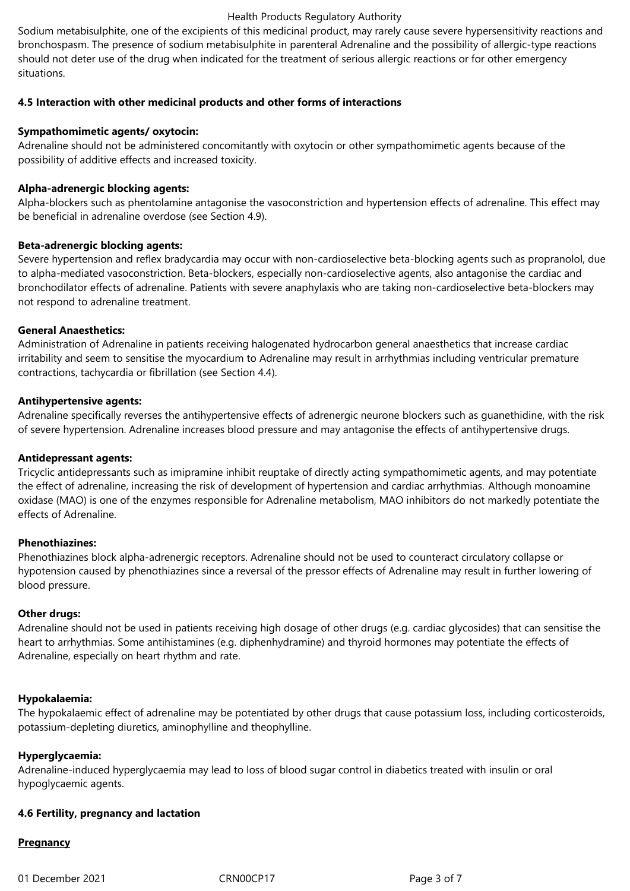Sodium metabisulphite, one of the excipients of this medicinal product, may rarely cause severe hypersensitivity reactions and bronchospasm. The presence of sodium metabisulphite in parenteral Adrenaline and the possibility of allergic-type reactions should not deter use of the drug when indicated for the treatment of serious allergic reactions or for other emergency situations.

**4.5 Interaction with other medicinal products and other forms of interactions**

**Sympathomimetic agents/ oxytocin:**
Adrenaline should not be administered concomitantly with oxytocin or other sympathomimetic agents because of the possibility of additive effects and increased toxicity.

**Alpha-adrenergic blocking agents:**
Alpha-blockers such as phentolamine antagonise the vasoconstriction and hypertension effects of adrenaline. This effect may be beneficial in adrenaline overdose (see Section 4.9).

**Beta-adrenergic blocking agents:**
Severe hypertension and reflex bradycardia may occur with non-cardioselective beta-blocking agents such as propranolol, due to alpha-mediated vasoconstriction. Beta-blockers, especially non-cardioselective agents, also antagonise the cardiac and bronchodilator effects of adrenaline. Patients with severe anaphylaxis who are taking non-cardioselective beta-blockers may not respond to adrenaline treatment.

**General Anaesthetics:**
Administration of Adrenaline in patients receiving halogenated hydrocarbon general anaesthetics that increase cardiac irritability and seem to sensitise the myocardium to Adrenaline may result in arrhythmias including ventricular premature contractions, tachycardia or fibrillation (see Section 4.4).

**Antihypertensive agents:**
Adrenaline specifically reverses the antihypertensive effects of adrenergic neurone blockers such as guanethidine, with the risk of severe hypertension. Adrenaline increases blood pressure and may antagonise the effects of antihypertensive drugs.

**Antidepressant agents:**
Tricyclic antidepressants such as imipramine inhibit reuptake of directly acting sympathomimetic agents, and may potentiate the effect of adrenaline, increasing the risk of development of hypertension and cardiac arrhythmias. Although monoamine oxidase (MAO) is one of the enzymes responsible for Adrenaline metabolism, MAO inhibitors do not markedly potentiate the effects of Adrenaline.

**Phenothiazines:**
Phenothiazines block alpha-adrenergic receptors. Adrenaline should not be used to counteract circulatory collapse or hypotension caused by phenothiazines since a reversal of the pressor effects of Adrenaline may result in further lowering of blood pressure.

**Other drugs:**
Adrenaline should not be used in patients receiving high dosage of other drugs (e.g. cardiac glycosides) that can sensitise the heart to arrhythmias. Some antihistamines (e.g. diphenhydramine) and thyroid hormones may potentiate the effects of Adrenaline, especially on heart rhythm and rate.

**Hypokalaemia:**
The hypokalaemic effect of adrenaline may be potentiated by other drugs that cause potassium loss, including corticosteroids, potassium-depleting diuretics, aminophylline and theophylline.

**Hyperglycaemia:**
Adrenaline-induced hyperglycaemia may lead to loss of blood sugar control in diabetics treated with insulin or oral hypoglycaemic agents.

**4.6 Fertility, pregnancy and lactation**

**<u>Pregnancy</u>**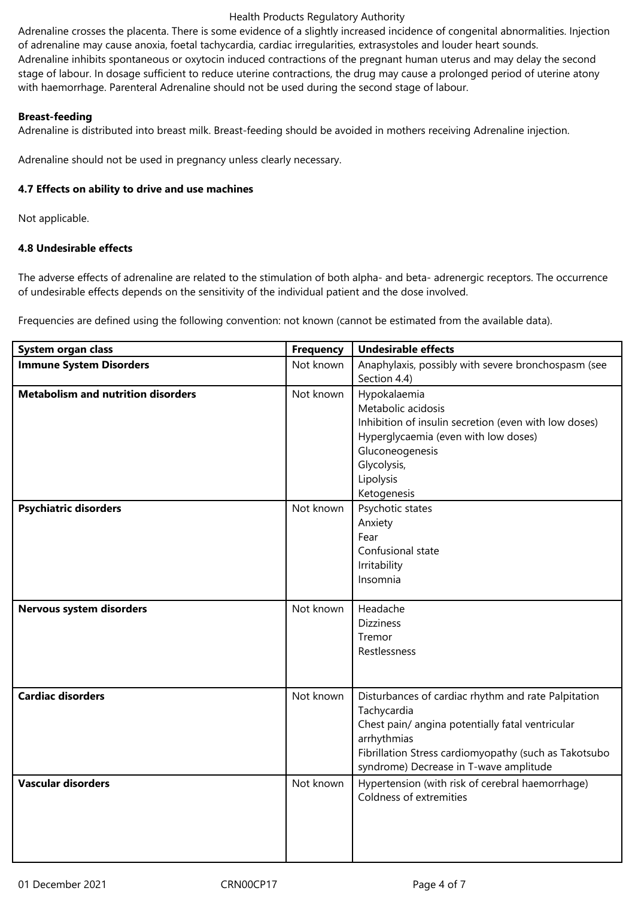Adrenaline crosses the placenta. There is some evidence of a slightly increased incidence of congenital abnormalities. Injection of adrenaline may cause anoxia, foetal tachycardia, cardiac irregularities, extrasystoles and louder heart sounds.
Adrenaline inhibits spontaneous or oxytocin induced contractions of the pregnant human uterus and may delay the second stage of labour. In dosage sufficient to reduce uterine contractions, the drug may cause a prolonged period of uterine atony with haemorrhage. Parenteral Adrenaline should not be used during the second stage of labour.

**Breast-feeding**
Adrenaline is distributed into breast milk. Breast-feeding should be avoided in mothers receiving Adrenaline injection.

Adrenaline should not be used in pregnancy unless clearly necessary.

**4.7 Effects on ability to drive and use machines**

Not applicable.

**4.8 Undesirable effects**

The adverse effects of adrenaline are related to the stimulation of both alpha- and beta- adrenergic receptors. The occurrence of undesirable effects depends on the sensitivity of the individual patient and the dose involved.

Frequencies are defined using the following convention: not known (cannot be estimated from the available data).

| System organ class | Frequency | Undesirable effects |
|---|---|---|
| **Immune System Disorders** | Not known | Anaphylaxis, possibly with severe bronchospasm (see Section 4.4) |
| **Metabolism and nutrition disorders** | Not known | Hypokalaemia<br>Metabolic acidosis<br>Inhibition of insulin secretion (even with low doses)<br>Hyperglycaemia (even with low doses)<br>Gluconeogenesis<br>Glycolysis,<br>Lipolysis<br>Ketogenesis |
| **Psychiatric disorders** | Not known | Psychotic states<br>Anxiety<br>Fear<br>Confusional state<br>Irritability<br>Insomnia |
| **Nervous system disorders** | Not known | Headache<br>Dizziness<br>Tremor<br>Restlessness |
| **Cardiac disorders** | Not known | Disturbances of cardiac rhythm and rate Palpitation<br>Tachycardia<br>Chest pain/ angina potentially fatal ventricular arrhythmias<br>Fibrillation Stress cardiomyopathy (such as Takotsubo syndrome) Decrease in T-wave amplitude |
| **Vascular disorders** | Not known | Hypertension (with risk of cerebral haemorrhage)<br>Coldness of extremities |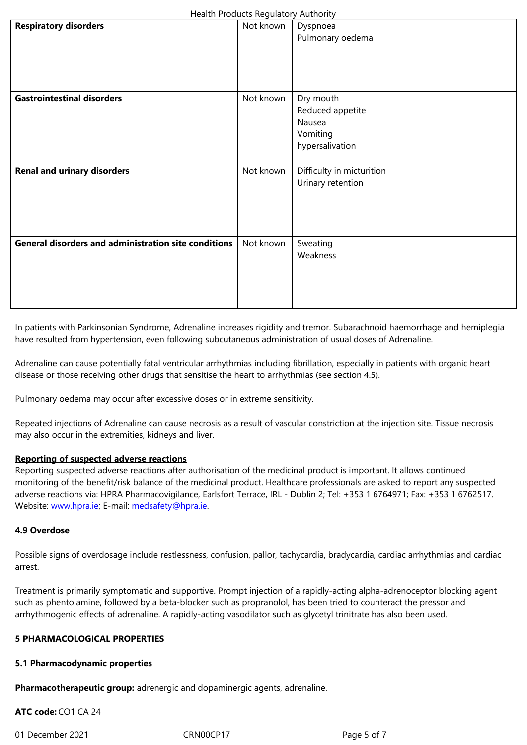| Respiratory disorders | Not known | Dyspnoea<br>Pulmonary oedema |
|---|---|---|
| **Gastrointestinal disorders** | Not known | Dry mouth<br>Reduced appetite<br>Nausea<br>Vomiting<br>hypersalivation |
| **Renal and urinary disorders** | Not known | Difficulty in micturition<br>Urinary retention |
| **General disorders and administration site conditions** | Not known | Sweating<br>Weakness |

In patients with Parkinsonian Syndrome, Adrenaline increases rigidity and tremor. Subarachnoid haemorrhage and hemiplegia have resulted from hypertension, even following subcutaneous administration of usual doses of Adrenaline.

Adrenaline can cause potentially fatal ventricular arrhythmias including fibrillation, especially in patients with organic heart disease or those receiving other drugs that sensitise the heart to arrhythmias (see section 4.5).

Pulmonary oedema may occur after excessive doses or in extreme sensitivity.

Repeated injections of Adrenaline can cause necrosis as a result of vascular constriction at the injection site. Tissue necrosis may also occur in the extremities, kidneys and liver.

**Reporting of suspected adverse reactions**
Reporting suspected adverse reactions after authorisation of the medicinal product is important. It allows continued monitoring of the benefit/risk balance of the medicinal product. Healthcare professionals are asked to report any suspected adverse reactions via: HPRA Pharmacovigilance, Earlsfort Terrace, IRL - Dublin 2; Tel: +353 1 6764971; Fax: +353 1 6762517. Website: www.hpra.ie; E-mail: medsafety@hpra.ie.

### 4.9 Overdose

Possible signs of overdosage include restlessness, confusion, pallor, tachycardia, bradycardia, cardiac arrhythmias and cardiac arrest.

Treatment is primarily symptomatic and supportive. Prompt injection of a rapidly-acting alpha-adrenoceptor blocking agent such as phentolamine, followed by a beta-blocker such as propranolol, has been tried to counteract the pressor and arrhythmogenic effects of adrenaline. A rapidly-acting vasodilator such as glycetyl trinitrate has also been used.

## 5 PHARMACOLOGICAL PROPERTIES

### 5.1 Pharmacodynamic properties

**Pharmacotherapeutic group:** adrenergic and dopaminergic agents, adrenaline.

**ATC code:** CO1 CA 24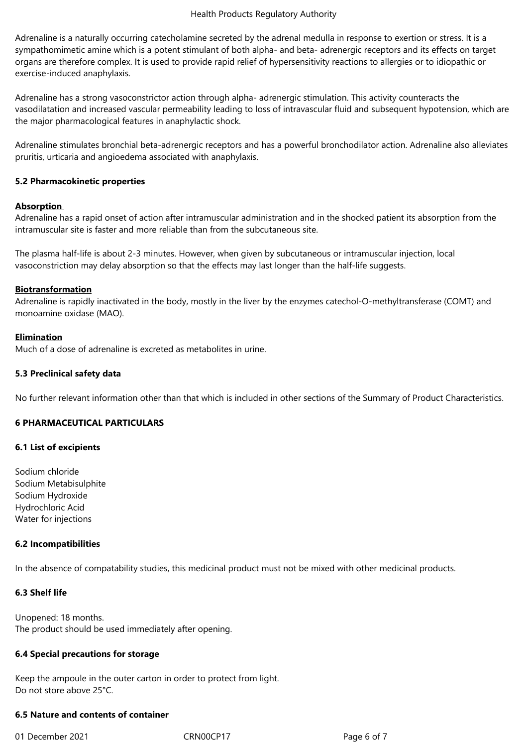Adrenaline is a naturally occurring catecholamine secreted by the adrenal medulla in response to exertion or stress. It is a sympathomimetic amine which is a potent stimulant of both alpha- and beta- adrenergic receptors and its effects on target organs are therefore complex. It is used to provide rapid relief of hypersensitivity reactions to allergies or to idiopathic or exercise-induced anaphylaxis.

Adrenaline has a strong vasoconstrictor action through alpha- adrenergic stimulation. This activity counteracts the vasodilatation and increased vascular permeability leading to loss of intravascular fluid and subsequent hypotension, which are the major pharmacological features in anaphylactic shock.

Adrenaline stimulates bronchial beta-adrenergic receptors and has a powerful bronchodilator action. Adrenaline also alleviates pruritis, urticaria and angioedema associated with anaphylaxis.

### 5.2 Pharmacokinetic properties

**Absorption**

Adrenaline has a rapid onset of action after intramuscular administration and in the shocked patient its absorption from the intramuscular site is faster and more reliable than from the subcutaneous site.

The plasma half-life is about 2-3 minutes. However, when given by subcutaneous or intramuscular injection, local vasoconstriction may delay absorption so that the effects may last longer than the half-life suggests.

**Biotransformation**

Adrenaline is rapidly inactivated in the body, mostly in the liver by the enzymes catechol-O-methyltransferase (COMT) and monoamine oxidase (MAO).

**Elimination**

Much of a dose of adrenaline is excreted as metabolites in urine.

### 5.3 Preclinical safety data

No further relevant information other than that which is included in other sections of the Summary of Product Characteristics.

## 6 PHARMACEUTICAL PARTICULARS

### 6.1 List of excipients

Sodium chloride
Sodium Metabisulphite
Sodium Hydroxide
Hydrochloric Acid
Water for injections

### 6.2 Incompatibilities

In the absence of compatability studies, this medicinal product must not be mixed with other medicinal products.

### 6.3 Shelf life

Unopened: 18 months.
The product should be used immediately after opening.

### 6.4 Special precautions for storage

Keep the ampoule in the outer carton in order to protect from light.
Do not store above 25°C.

### 6.5 Nature and contents of container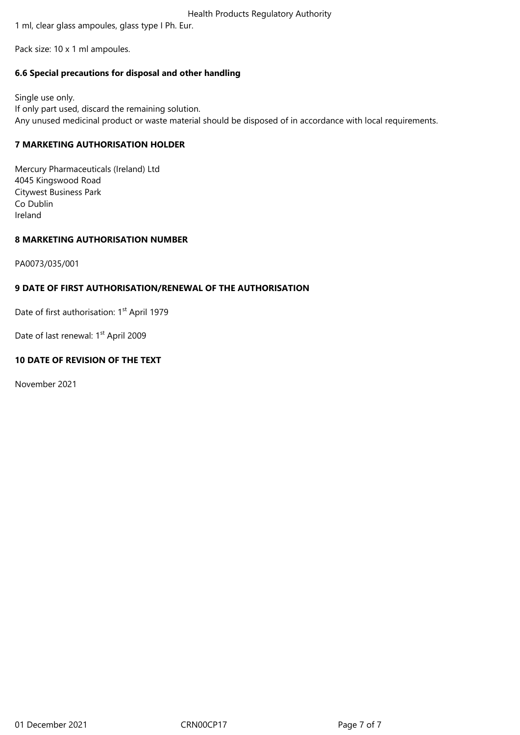1 ml, clear glass ampoules, glass type I Ph. Eur.

Pack size: 10 x 1 ml ampoules.

### 6.6 Special precautions for disposal and other handling

Single use only.
If only part used, discard the remaining solution.
Any unused medicinal product or waste material should be disposed of in accordance with local requirements.

## 7 MARKETING AUTHORISATION HOLDER

Mercury Pharmaceuticals (Ireland) Ltd
4045 Kingswood Road
Citywest Business Park
Co Dublin
Ireland

## 8 MARKETING AUTHORISATION NUMBER

PA0073/035/001

## 9 DATE OF FIRST AUTHORISATION/RENEWAL OF THE AUTHORISATION

Date of first authorisation: 1st April 1979

Date of last renewal: 1st April 2009

## 10 DATE OF REVISION OF THE TEXT

November 2021